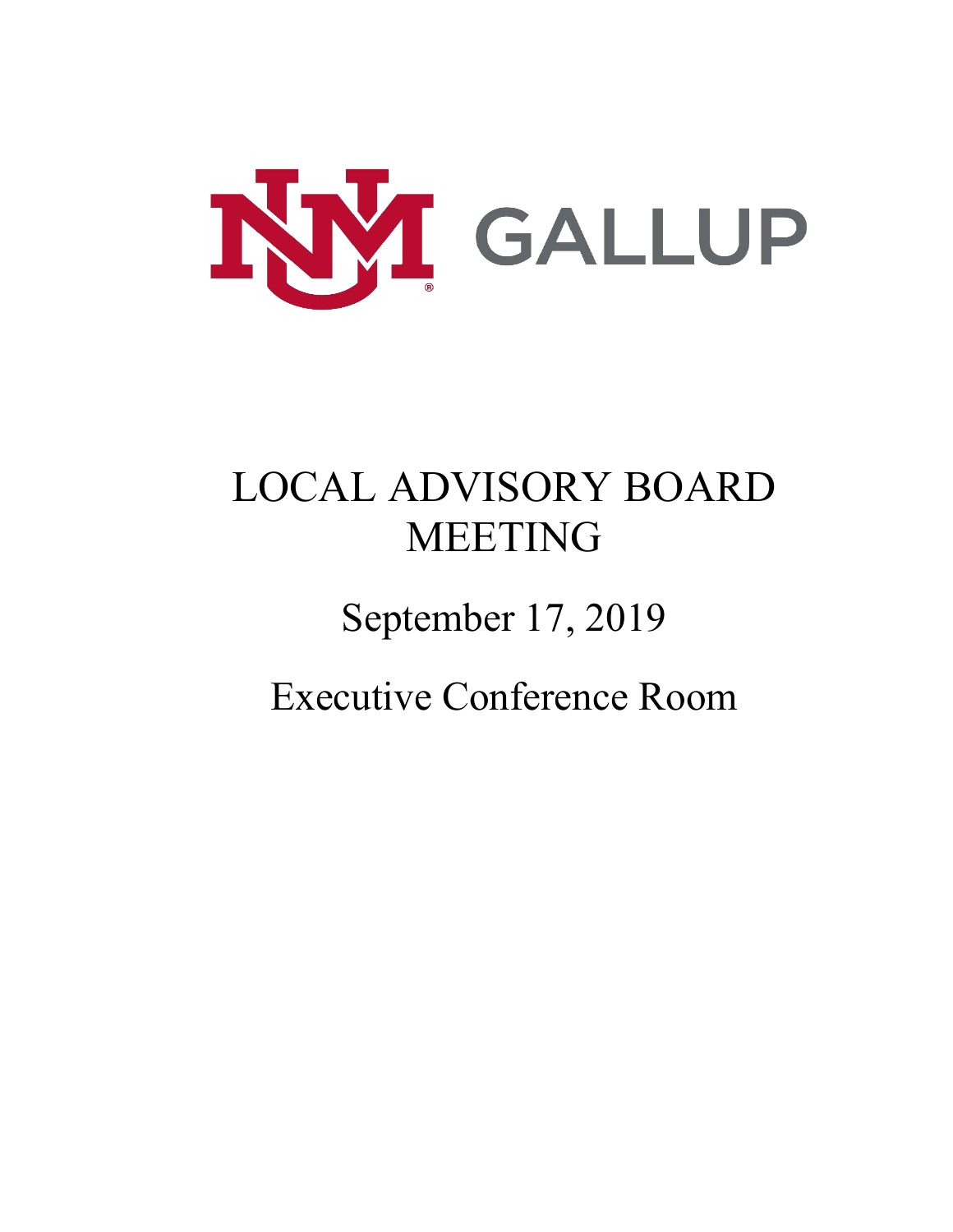UNM GALLUP

# LOCAL ADVISORY BOARD MEETING

## September 17, 2019

## Executive Conference Room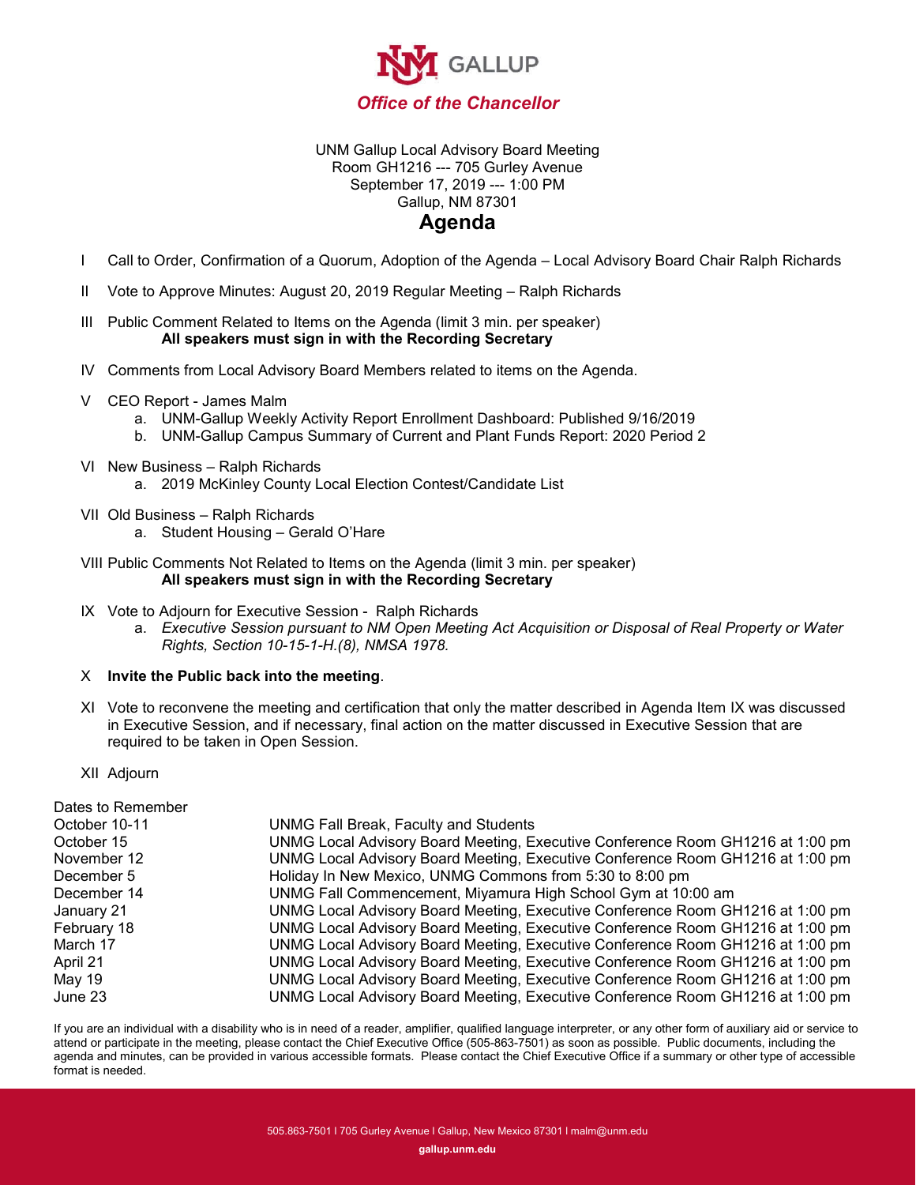NM GALLUP

*Office of the Chancellor*

UNM Gallup Local Advisory Board Meeting
Room GH1216 --- 705 Gurley Avenue
September 17, 2019 --- 1:00 PM
Gallup, NM 87301

# Agenda

I Call to Order, Confirmation of a Quorum, Adoption of the Agenda – Local Advisory Board Chair Ralph Richards

II Vote to Approve Minutes: August 20, 2019 Regular Meeting – Ralph Richards

III Public Comment Related to Items on the Agenda (limit 3 min. per speaker)
**All speakers must sign in with the Recording Secretary**

IV Comments from Local Advisory Board Members related to items on the Agenda.

V CEO Report - James Malm
- a. UNM-Gallup Weekly Activity Report Enrollment Dashboard: Published 9/16/2019
- b. UNM-Gallup Campus Summary of Current and Plant Funds Report: 2020 Period 2

VI New Business – Ralph Richards
- a. 2019 McKinley County Local Election Contest/Candidate List

VII Old Business – Ralph Richards
- a. Student Housing – Gerald O'Hare

VIII Public Comments Not Related to Items on the Agenda (limit 3 min. per speaker)
**All speakers must sign in with the Recording Secretary**

IX Vote to Adjourn for Executive Session - Ralph Richards
- a. *Executive Session pursuant to NM Open Meeting Act Acquisition or Disposal of Real Property or Water Rights, Section 10-15-1-H.(8), NMSA 1978.*

X **Invite the Public back into the meeting**.

XI Vote to reconvene the meeting and certification that only the matter described in Agenda Item IX was discussed in Executive Session, and if necessary, final action on the matter discussed in Executive Session that are required to be taken in Open Session.

XII Adjourn

Dates to Remember

| | |
|---|---|
| October 10-11 | UNMG Fall Break, Faculty and Students |
| October 15 | UNMG Local Advisory Board Meeting, Executive Conference Room GH1216 at 1:00 pm |
| November 12 | UNMG Local Advisory Board Meeting, Executive Conference Room GH1216 at 1:00 pm |
| December 5 | Holiday In New Mexico, UNMG Commons from 5:30 to 8:00 pm |
| December 14 | UNMG Fall Commencement, Miyamura High School Gym at 10:00 am |
| January 21 | UNMG Local Advisory Board Meeting, Executive Conference Room GH1216 at 1:00 pm |
| February 18 | UNMG Local Advisory Board Meeting, Executive Conference Room GH1216 at 1:00 pm |
| March 17 | UNMG Local Advisory Board Meeting, Executive Conference Room GH1216 at 1:00 pm |
| April 21 | UNMG Local Advisory Board Meeting, Executive Conference Room GH1216 at 1:00 pm |
| May 19 | UNMG Local Advisory Board Meeting, Executive Conference Room GH1216 at 1:00 pm |
| June 23 | UNMG Local Advisory Board Meeting, Executive Conference Room GH1216 at 1:00 pm |

If you are an individual with a disability who is in need of a reader, amplifier, qualified language interpreter, or any other form of auxiliary aid or service to attend or participate in the meeting, please contact the Chief Executive Office (505-863-7501) as soon as possible. Public documents, including the agenda and minutes, can be provided in various accessible formats. Please contact the Chief Executive Office if a summary or other type of accessible format is needed.

505.863-7501 l 705 Gurley Avenue l Gallup, New Mexico 87301 l malm@unm.edu

gallup.unm.edu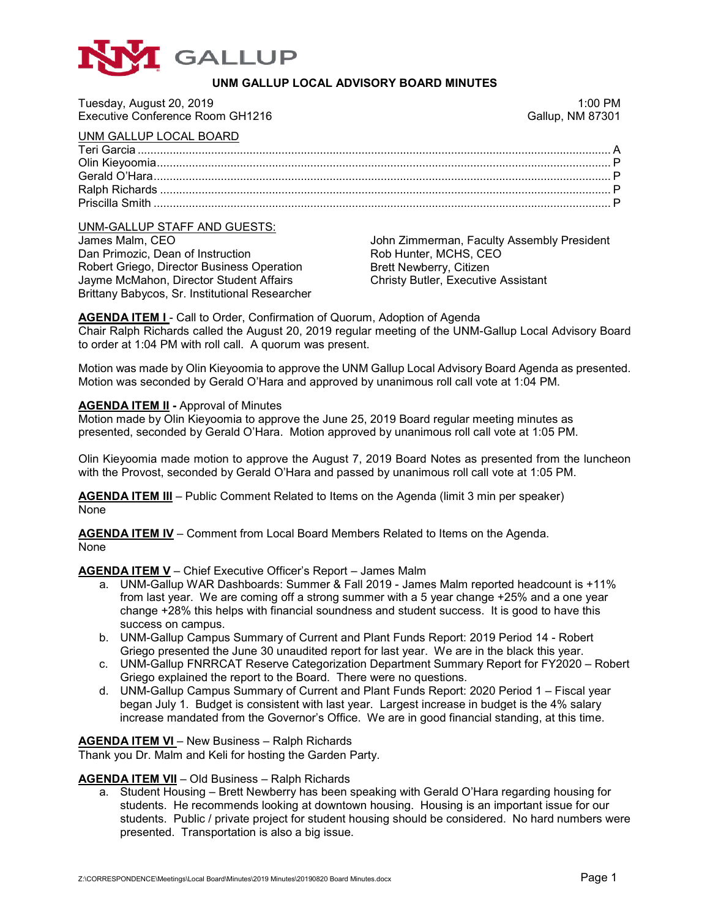# UNM GALLUP LOCAL ADVISORY BOARD MINUTES

Tuesday, August 20, 2019 1:00 PM
Executive Conference Room GH1216 Gallup, NM 87301

UNM GALLUP LOCAL BOARD

Teri Garcia .................................................. A
Olin Kieyoomia .................................................. P
Gerald O'Hara .................................................. P
Ralph Richards .................................................. P
Priscilla Smith .................................................. P

UNM-GALLUP STAFF AND GUESTS:

James Malm, CEO
Dan Primozic, Dean of Instruction
Robert Griego, Director Business Operation
Jayme McMahon, Director Student Affairs
Brittany Babycos, Sr. Institutional Researcher
John Zimmerman, Faculty Assembly President
Rob Hunter, MCHS, CEO
Brett Newberry, Citizen
Christy Butler, Executive Assistant

**AGENDA ITEM I** - Call to Order, Confirmation of Quorum, Adoption of Agenda
Chair Ralph Richards called the August 20, 2019 regular meeting of the UNM-Gallup Local Advisory Board to order at 1:04 PM with roll call. A quorum was present.

Motion was made by Olin Kieyoomia to approve the UNM Gallup Local Advisory Board Agenda as presented. Motion was seconded by Gerald O'Hara and approved by unanimous roll call vote at 1:04 PM.

**AGENDA ITEM II -** Approval of Minutes
Motion made by Olin Kieyoomia to approve the June 25, 2019 Board regular meeting minutes as presented, seconded by Gerald O'Hara. Motion approved by unanimous roll call vote at 1:05 PM.

Olin Kieyoomia made motion to approve the August 7, 2019 Board Notes as presented from the luncheon with the Provost, seconded by Gerald O'Hara and passed by unanimous roll call vote at 1:05 PM.

**AGENDA ITEM III** – Public Comment Related to Items on the Agenda (limit 3 min per speaker)
None

**AGENDA ITEM IV** – Comment from Local Board Members Related to Items on the Agenda.
None

**AGENDA ITEM V** – Chief Executive Officer's Report – James Malm

a. UNM-Gallup WAR Dashboards: Summer & Fall 2019 - James Malm reported headcount is +11% from last year. We are coming off a strong summer with a 5 year change +25% and a one year change +28% this helps with financial soundness and student success. It is good to have this success on campus.
b. UNM-Gallup Campus Summary of Current and Plant Funds Report: 2019 Period 14 - Robert Griego presented the June 30 unaudited report for last year. We are in the black this year.
c. UNM-Gallup FNRRCAT Reserve Categorization Department Summary Report for FY2020 – Robert Griego explained the report to the Board. There were no questions.
d. UNM-Gallup Campus Summary of Current and Plant Funds Report: 2020 Period 1 – Fiscal year began July 1. Budget is consistent with last year. Largest increase in budget is the 4% salary increase mandated from the Governor's Office. We are in good financial standing, at this time.

**AGENDA ITEM VI** – New Business – Ralph Richards
Thank you Dr. Malm and Keli for hosting the Garden Party.

**AGENDA ITEM VII** – Old Business – Ralph Richards

a. Student Housing – Brett Newberry has been speaking with Gerald O'Hara regarding housing for students. He recommends looking at downtown housing. Housing is an important issue for our students. Public / private project for student housing should be considered. No hard numbers were presented. Transportation is also a big issue.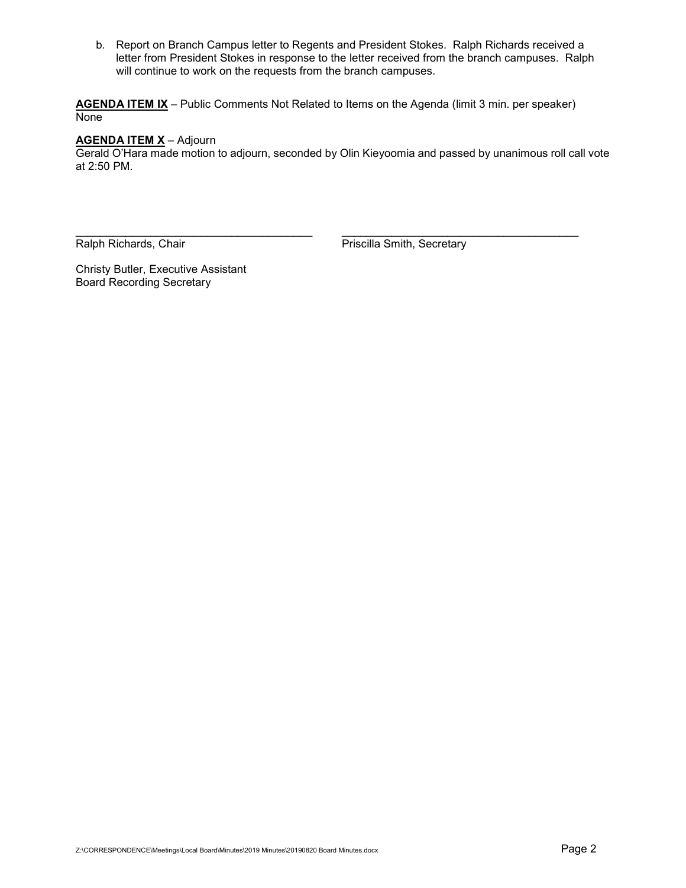b. Report on Branch Campus letter to Regents and President Stokes. Ralph Richards received a letter from President Stokes in response to the letter received from the branch campuses. Ralph will continue to work on the requests from the branch campuses.

**AGENDA ITEM IX** – Public Comments Not Related to Items on the Agenda (limit 3 min. per speaker)
None

**AGENDA ITEM X** – Adjourn
Gerald O'Hara made motion to adjourn, seconded by Olin Kieyoomia and passed by unanimous roll call vote at 2:50 PM.

\_\_\_\_\_\_\_\_\_\_\_\_\_\_\_\_\_\_\_\_\_\_\_\_\_\_\_\_\_\_\_\_\_\_\_\_\_\_\_\_
Ralph Richards, Chair

\_\_\_\_\_\_\_\_\_\_\_\_\_\_\_\_\_\_\_\_\_\_\_\_\_\_\_\_\_\_\_\_\_\_\_\_\_\_\_\_
Priscilla Smith, Secretary

Christy Butler, Executive Assistant
Board Recording Secretary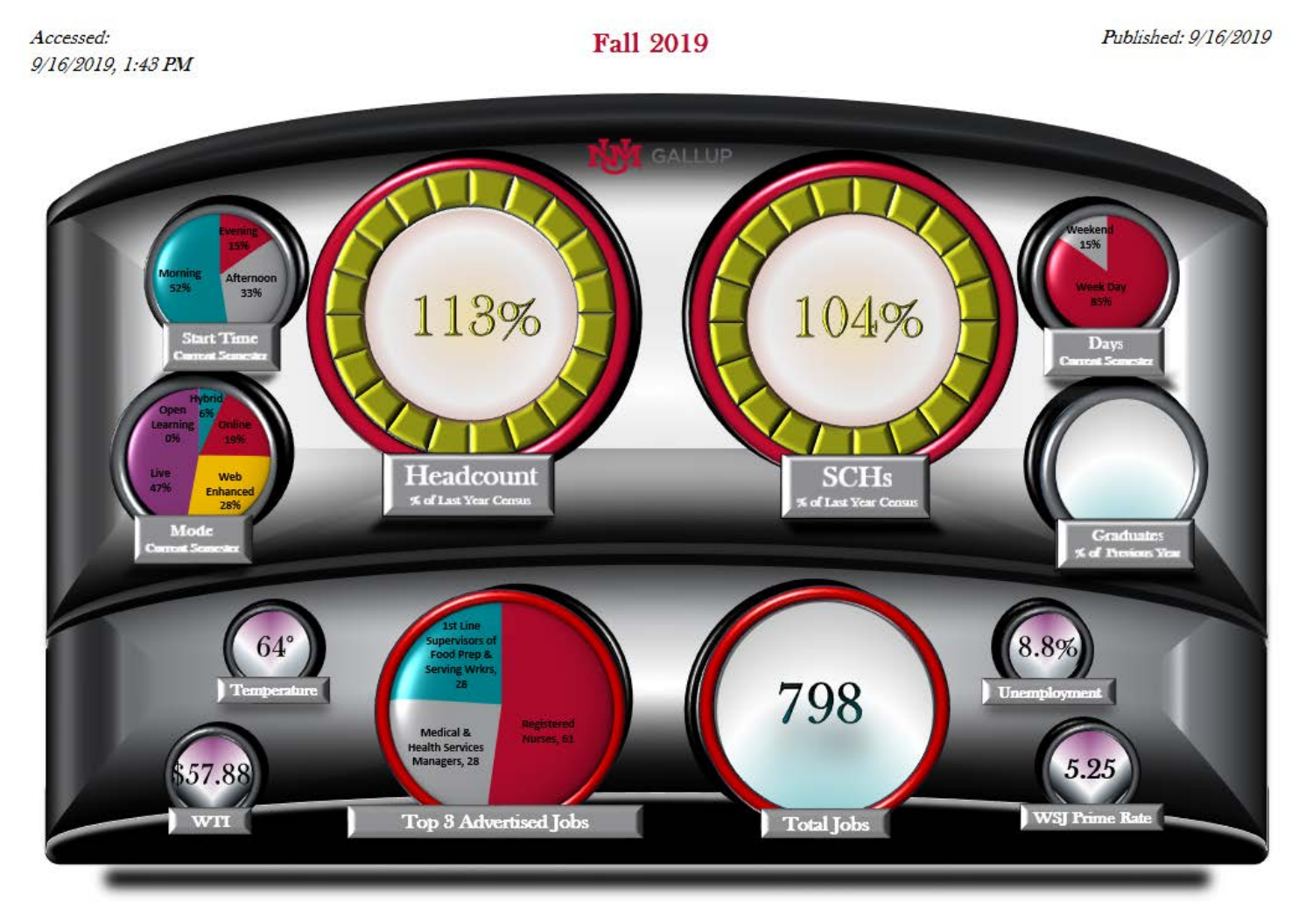*Accessed: 9/16/2019, 1:43 PM*

# Fall 2019

*Published: 9/16/2019*

UNM GALLUP

**Start Time** — Current Semester

- Morning 52%
- Afternoon 33%
- Evening 15%

**Headcount** — % of Last Year Census: 113%

**SCHs** — % of Last Year Census: 104%

**Days** — Current Semester

- Weekend 15%
- Week Day 85%

**Mode** — Current Semester

- Open Learning 0%
- Hybrid 6%
- Online 19%
- Web Enhanced 28%
- Live 47%

**Graduates** — % of Previous Year

**Temperature**: 64°

**Top 3 Advertised Jobs**

- 1st Line Supervisors of Food Prep & Serving Wrkrs, 28
- Medical & Health Services Managers, 28
- Registered Nurses, 61

**Total Jobs**: 798

**Unemployment**: 8.8%

**WTI**: $57.88

**WSJ Prime Rate**: 5.25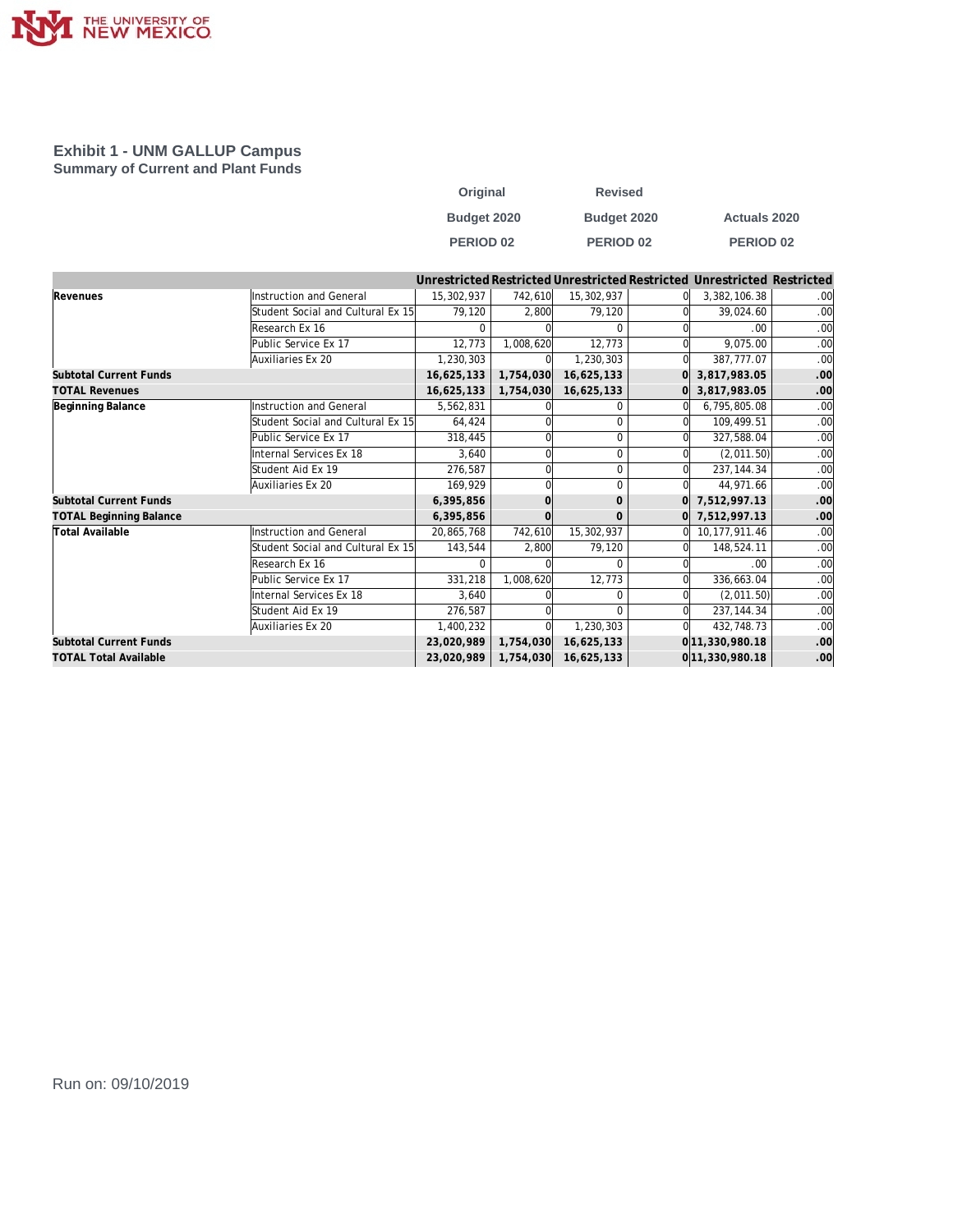THE UNIVERSITY OF NEW MEXICO

## Exhibit 1 - UNM GALLUP Campus
### Summary of Current and Plant Funds

| | | Original Budget 2020 PERIOD 02 | | Revised Budget 2020 PERIOD 02 | | Actuals 2020 PERIOD 02 | |
|---|---|---|---|---|---|---|---|
| | | Unrestricted | Restricted | Unrestricted | Restricted | Unrestricted | Restricted |
| **Revenues** | Instruction and General | 15,302,937 | 742,610 | 15,302,937 | 0 | 3,382,106.38 | .00 |
| | Student Social and Cultural Ex 15 | 79,120 | 2,800 | 79,120 | 0 | 39,024.60 | .00 |
| | Research Ex 16 | 0 | 0 | 0 | 0 | .00 | .00 |
| | Public Service Ex 17 | 12,773 | 1,008,620 | 12,773 | 0 | 9,075.00 | .00 |
| | Auxiliaries Ex 20 | 1,230,303 | 0 | 1,230,303 | 0 | 387,777.07 | .00 |
| **Subtotal Current Funds** | | **16,625,133** | **1,754,030** | **16,625,133** | **0** | **3,817,983.05** | **.00** |
| **TOTAL Revenues** | | **16,625,133** | **1,754,030** | **16,625,133** | **0** | **3,817,983.05** | **.00** |
| **Beginning Balance** | Instruction and General | 5,562,831 | 0 | 0 | 0 | 6,795,805.08 | .00 |
| | Student Social and Cultural Ex 15 | 64,424 | 0 | 0 | 0 | 109,499.51 | .00 |
| | Public Service Ex 17 | 318,445 | 0 | 0 | 0 | 327,588.04 | .00 |
| | Internal Services Ex 18 | 3,640 | 0 | 0 | 0 | (2,011.50) | .00 |
| | Student Aid Ex 19 | 276,587 | 0 | 0 | 0 | 237,144.34 | .00 |
| | Auxiliaries Ex 20 | 169,929 | 0 | 0 | 0 | 44,971.66 | .00 |
| **Subtotal Current Funds** | | **6,395,856** | **0** | **0** | **0** | **7,512,997.13** | **.00** |
| **TOTAL Beginning Balance** | | **6,395,856** | **0** | **0** | **0** | **7,512,997.13** | **.00** |
| **Total Available** | Instruction and General | 20,865,768 | 742,610 | 15,302,937 | 0 | 10,177,911.46 | .00 |
| | Student Social and Cultural Ex 15 | 143,544 | 2,800 | 79,120 | 0 | 148,524.11 | .00 |
| | Research Ex 16 | 0 | 0 | 0 | 0 | .00 | .00 |
| | Public Service Ex 17 | 331,218 | 1,008,620 | 12,773 | 0 | 336,663.04 | .00 |
| | Internal Services Ex 18 | 3,640 | 0 | 0 | 0 | (2,011.50) | .00 |
| | Student Aid Ex 19 | 276,587 | 0 | 0 | 0 | 237,144.34 | .00 |
| | Auxiliaries Ex 20 | 1,400,232 | 0 | 1,230,303 | 0 | 432,748.73 | .00 |
| **Subtotal Current Funds** | | **23,020,989** | **1,754,030** | **16,625,133** | **0** | **11,330,980.18** | **.00** |
| **TOTAL Total Available** | | **23,020,989** | **1,754,030** | **16,625,133** | **0** | **11,330,980.18** | **.00** |

Run on: 09/10/2019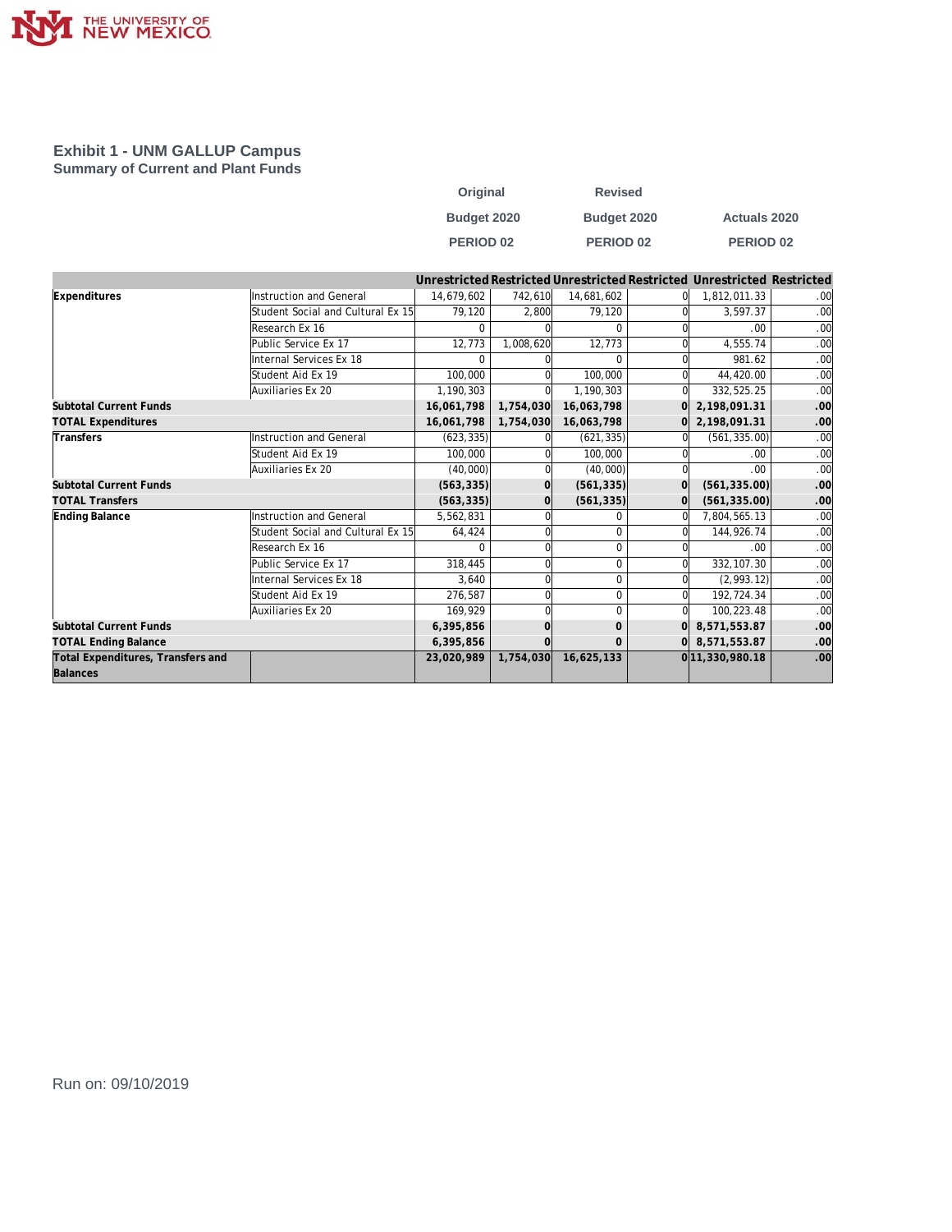## Exhibit 1 - UNM GALLUP Campus

### Summary of Current and Plant Funds

| | | Original Budget 2020 PERIOD 02 | | Revised Budget 2020 PERIOD 02 | | Actuals 2020 PERIOD 02 | |
|---|---|---|---|---|---|---|---|
| | | Unrestricted | Restricted | Unrestricted | Restricted | Unrestricted | Restricted |
| **Expenditures** | Instruction and General | 14,679,602 | 742,610 | 14,681,602 | 0 | 1,812,011.33 | .00 |
| | Student Social and Cultural Ex 15 | 79,120 | 2,800 | 79,120 | 0 | 3,597.37 | .00 |
| | Research Ex 16 | 0 | 0 | 0 | 0 | .00 | .00 |
| | Public Service Ex 17 | 12,773 | 1,008,620 | 12,773 | 0 | 4,555.74 | .00 |
| | Internal Services Ex 18 | 0 | 0 | 0 | 0 | 981.62 | .00 |
| | Student Aid Ex 19 | 100,000 | 0 | 100,000 | 0 | 44,420.00 | .00 |
| | Auxiliaries Ex 20 | 1,190,303 | 0 | 1,190,303 | 0 | 332,525.25 | .00 |
| **Subtotal Current Funds** | | **16,061,798** | **1,754,030** | **16,063,798** | **0** | **2,198,091.31** | **.00** |
| **TOTAL Expenditures** | | **16,061,798** | **1,754,030** | **16,063,798** | **0** | **2,198,091.31** | **.00** |
| **Transfers** | Instruction and General | (623,335) | 0 | (621,335) | 0 | (561,335.00) | .00 |
| | Student Aid Ex 19 | 100,000 | 0 | 100,000 | 0 | .00 | .00 |
| | Auxiliaries Ex 20 | (40,000) | 0 | (40,000) | 0 | .00 | .00 |
| **Subtotal Current Funds** | | **(563,335)** | **0** | **(561,335)** | **0** | **(561,335.00)** | **.00** |
| **TOTAL Transfers** | | **(563,335)** | **0** | **(561,335)** | **0** | **(561,335.00)** | **.00** |
| **Ending Balance** | Instruction and General | 5,562,831 | 0 | 0 | 0 | 7,804,565.13 | .00 |
| | Student Social and Cultural Ex 15 | 64,424 | 0 | 0 | 0 | 144,926.74 | .00 |
| | Research Ex 16 | 0 | 0 | 0 | 0 | .00 | .00 |
| | Public Service Ex 17 | 318,445 | 0 | 0 | 0 | 332,107.30 | .00 |
| | Internal Services Ex 18 | 3,640 | 0 | 0 | 0 | (2,993.12) | .00 |
| | Student Aid Ex 19 | 276,587 | 0 | 0 | 0 | 192,724.34 | .00 |
| | Auxiliaries Ex 20 | 169,929 | 0 | 0 | 0 | 100,223.48 | .00 |
| **Subtotal Current Funds** | | **6,395,856** | **0** | **0** | **0** | **8,571,553.87** | **.00** |
| **TOTAL Ending Balance** | | **6,395,856** | **0** | **0** | **0** | **8,571,553.87** | **.00** |
| **Total Expenditures, Transfers and Balances** | | **23,020,989** | **1,754,030** | **16,625,133** | **0** | **11,330,980.18** | **.00** |

Run on: 09/10/2019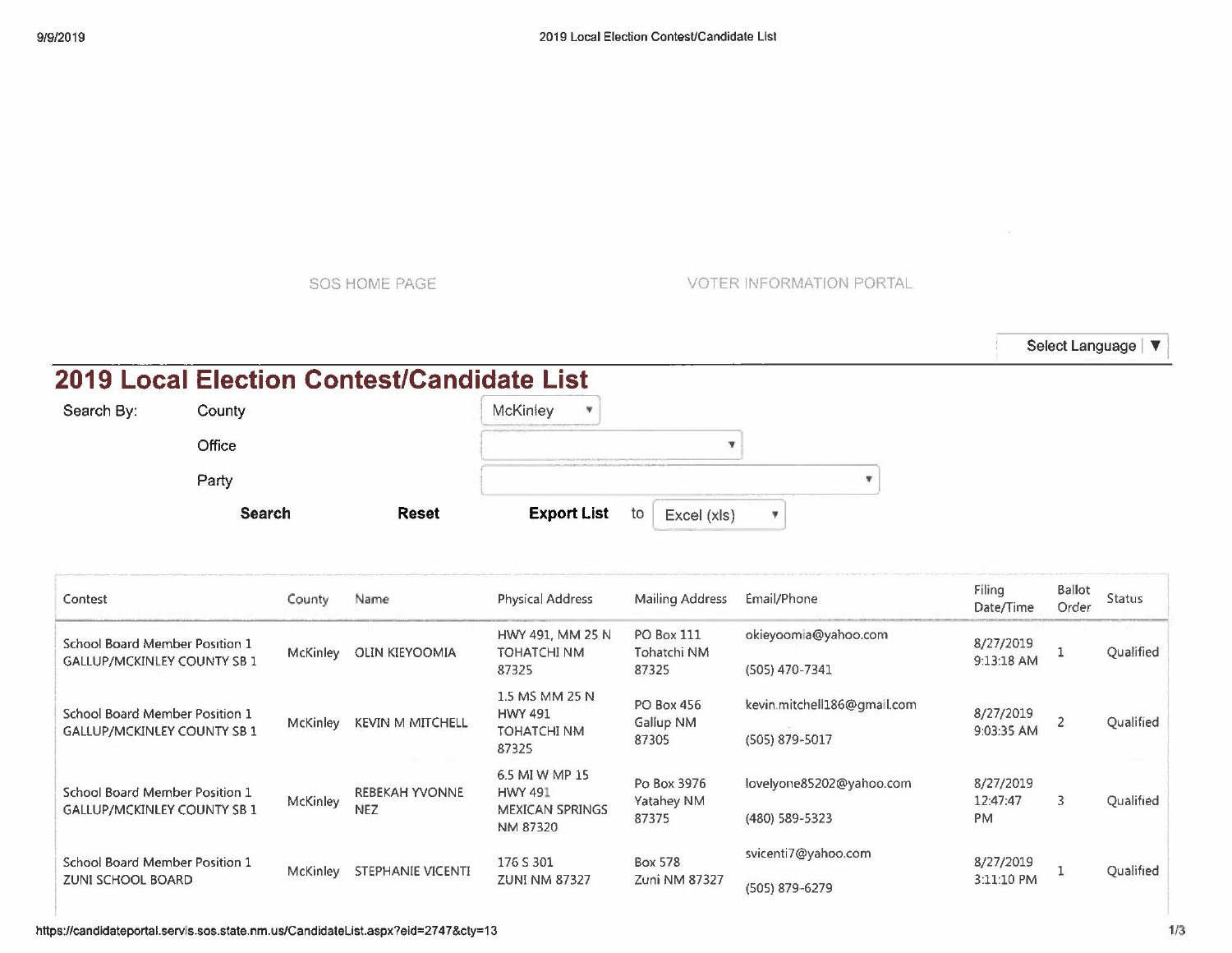SOS HOME PAGE VOTER INFORMATION PORTAL

Select Language ▼

# 2019 Local Election Contest/Candidate List

Search By: County McKinley

Office

Party

**Search** **Reset** **Export List** to Excel (xls)

| Contest | County | Name | Physical Address | Mailing Address | Email/Phone | Filing Date/Time | Ballot Order | Status |
|---|---|---|---|---|---|---|---|---|
| School Board Member Position 1 GALLUP/MCKINLEY COUNTY SB 1 | McKinley | OLIN KIEYOOMIA | HWY 491, MM 25 N TOHATCHI NM 87325 | PO Box 111 Tohatchi NM 87325 | okieyoomia@yahoo.com (505) 470-7341 | 8/27/2019 9:13:18 AM | 1 | Qualified |
| School Board Member Position 1 GALLUP/MCKINLEY COUNTY SB 1 | McKinley | KEVIN M MITCHELL | 1.5 MS MM 25 N HWY 491 TOHATCHI NM 87325 | PO Box 456 Gallup NM 87305 | kevin.mitchell186@gmail.com (505) 879-5017 | 8/27/2019 9:03:35 AM | 2 | Qualified |
| School Board Member Position 1 GALLUP/MCKINLEY COUNTY SB 1 | McKinley | REBEKAH YVONNE NEZ | 6.5 MI W MP 15 HWY 491 MEXICAN SPRINGS NM 87320 | Po Box 3976 Yatahey NM 87375 | lovelyone85202@yahoo.com (480) 589-5323 | 8/27/2019 12:47:47 PM | 3 | Qualified |
| School Board Member Position 1 ZUNI SCHOOL BOARD | McKinley | STEPHANIE VICENTI | 176 S 301 ZUNI NM 87327 | Box 578 Zuni NM 87327 | svicenti7@yahoo.com (505) 879-6279 | 8/27/2019 3:11:10 PM | 1 | Qualified |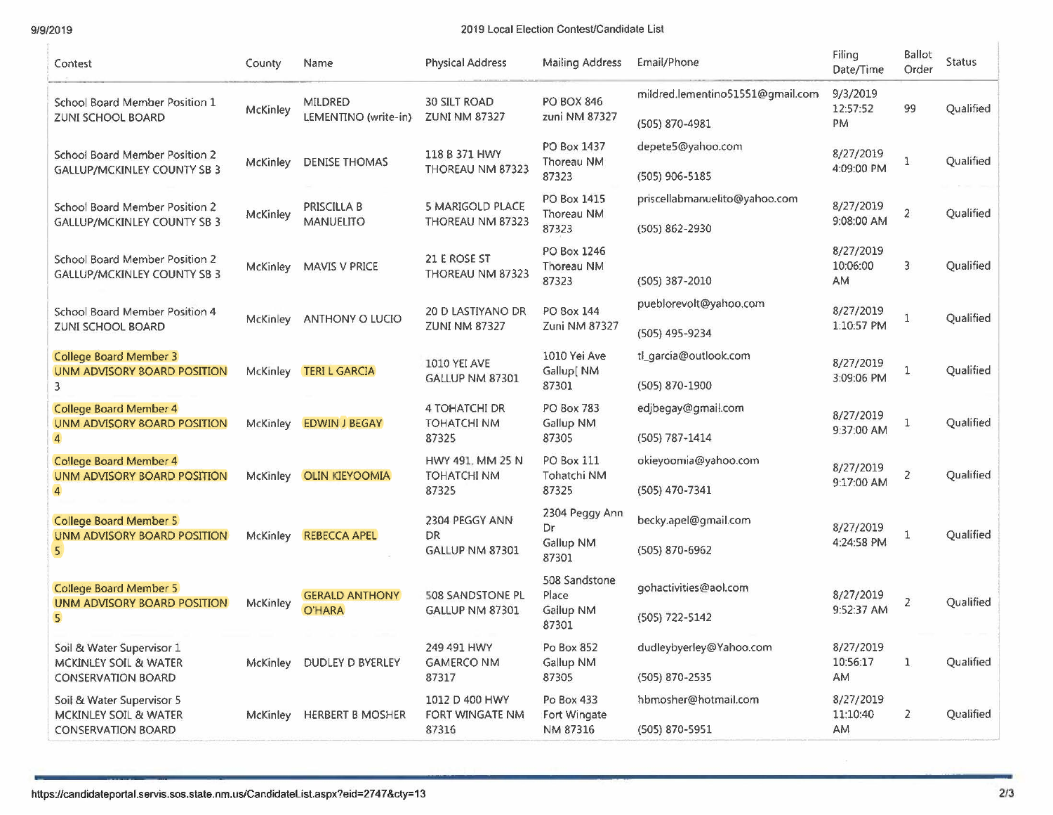| Contest | County | Name | Physical Address | Mailing Address | Email/Phone | Filing Date/Time | Ballot Order | Status |
|---|---|---|---|---|---|---|---|---|
| School Board Member Position 1 ZUNI SCHOOL BOARD | McKinley | MILDRED LEMENTINO (write-in) | 30 SILT ROAD ZUNI NM 87327 | PO BOX 846 zuni NM 87327 | mildred.lementino51551@gmail.com (505) 870-4981 | 9/3/2019 12:57:52 PM | 99 | Qualified |
| School Board Member Position 2 GALLUP/MCKINLEY COUNTY SB 3 | McKinley | DENISE THOMAS | 118 B 371 HWY THOREAU NM 87323 | PO Box 1437 Thoreau NM 87323 | depete5@yahoo.com (505) 906-5185 | 8/27/2019 4:09:00 PM | 1 | Qualified |
| School Board Member Position 2 GALLUP/MCKINLEY COUNTY SB 3 | McKinley | PRISCILLA B MANUELITO | 5 MARIGOLD PLACE THOREAU NM 87323 | PO Box 1415 Thoreau NM 87323 | priscellabmanuelito@yahoo.com (505) 862-2930 | 8/27/2019 9:08:00 AM | 2 | Qualified |
| School Board Member Position 2 GALLUP/MCKINLEY COUNTY SB 3 | McKinley | MAVIS V PRICE | 21 E ROSE ST THOREAU NM 87323 | PO Box 1246 Thoreau NM 87323 | (505) 387-2010 | 8/27/2019 10:06:00 AM | 3 | Qualified |
| School Board Member Position 4 ZUNI SCHOOL BOARD | McKinley | ANTHONY O LUCIO | 20 D LASTIYANO DR ZUNI NM 87327 | PO Box 144 Zuni NM 87327 | pueblorevolt@yahoo.com (505) 495-9234 | 8/27/2019 1:10:57 PM | 1 | Qualified |
| College Board Member 3 UNM ADVISORY BOARD POSITION 3 | McKinley | TERI L GARCIA | 1010 YEI AVE GALLUP NM 87301 | 1010 Yei Ave Gallup[ NM 87301 | tl_garcia@outlook.com (505) 870-1900 | 8/27/2019 3:09:06 PM | 1 | Qualified |
| College Board Member 4 UNM ADVISORY BOARD POSITION 4 | McKinley | EDWIN J BEGAY | 4 TOHATCHI DR TOHATCHI NM 87325 | PO Box 783 Gallup NM 87305 | edjbegay@gmail.com (505) 787-1414 | 8/27/2019 9:37:00 AM | 1 | Qualified |
| College Board Member 4 UNM ADVISORY BOARD POSITION 4 | McKinley | OLIN KIEYOOMIA | HWY 491, MM 25 N TOHATCHI NM 87325 | PO Box 111 Tohatchi NM 87325 | okieyoomia@yahoo.com (505) 470-7341 | 8/27/2019 9:17:00 AM | 2 | Qualified |
| College Board Member 5 UNM ADVISORY BOARD POSITION 5 | McKinley | REBECCA APEL | 2304 PEGGY ANN DR GALLUP NM 87301 | 2304 Peggy Ann Dr Gallup NM 87301 | becky.apel@gmail.com (505) 870-6962 | 8/27/2019 4:24:58 PM | 1 | Qualified |
| College Board Member 5 UNM ADVISORY BOARD POSITION 5 | McKinley | GERALD ANTHONY O'HARA | 508 SANDSTONE PL GALLUP NM 87301 | 508 Sandstone Place Gallup NM 87301 | gohactivities@aol.com (505) 722-5142 | 8/27/2019 9:52:37 AM | 2 | Qualified |
| Soil & Water Supervisor 1 MCKINLEY SOIL & WATER CONSERVATION BOARD | McKinley | DUDLEY D BYERLEY | 249 491 HWY GAMERCO NM 87317 | Po Box 852 Gallup NM 87305 | dudleybyerley@Yahoo.com (505) 870-2535 | 8/27/2019 10:56:17 AM | 1 | Qualified |
| Soil & Water Supervisor 5 MCKINLEY SOIL & WATER CONSERVATION BOARD | McKinley | HERBERT B MOSHER | 1012 D 400 HWY FORT WINGATE NM 87316 | Po Box 433 Fort Wingate NM 87316 | hbmosher@hotmail.com (505) 870-5951 | 8/27/2019 11:10:40 AM | 2 | Qualified |